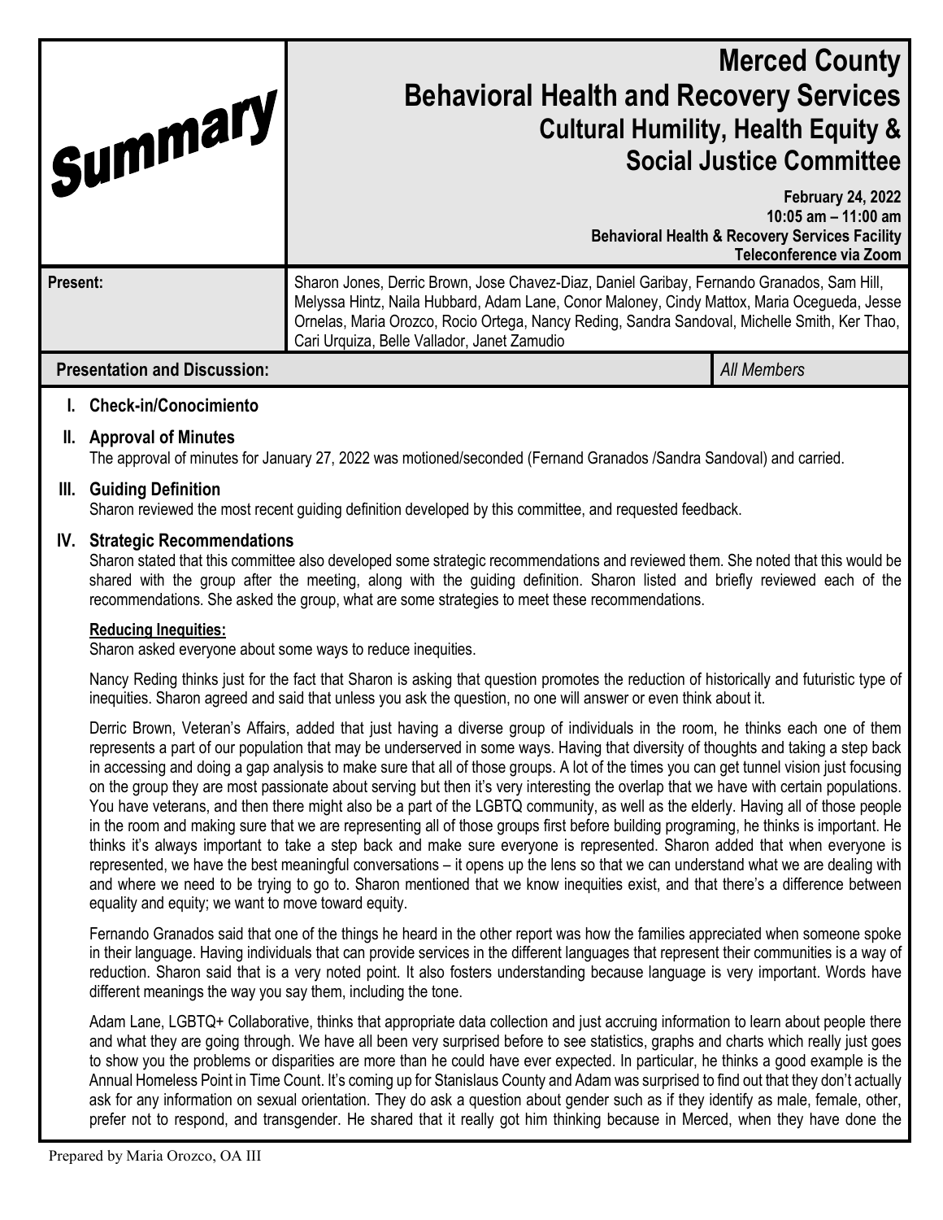**Summary**

# Merced County
## Behavioral Health and Recovery Services
### Cultural Humility, Health Equity & Social Justice Committee

**February 24, 2022**
**10:05 am – 11:00 am**
**Behavioral Health & Recovery Services Facility**
**Teleconference via Zoom**

| **Present:** | Sharon Jones, Derric Brown, Jose Chavez-Diaz, Daniel Garibay, Fernando Granados, Sam Hill, Melyssa Hintz, Naila Hubbard, Adam Lane, Conor Maloney, Cindy Mattox, Maria Ocegueda, Jesse Ornelas, Maria Orozco, Rocio Ortega, Nancy Reding, Sandra Sandoval, Michelle Smith, Ker Thao, Cari Urquiza, Belle Vallador, Janet Zamudio |
|---|---|

| **Presentation and Discussion:** | *All Members* |
|---|---|

**I. Check-in/Conocimiento**

**II. Approval of Minutes**

The approval of minutes for January 27, 2022 was motioned/seconded (Fernand Granados /Sandra Sandoval) and carried.

**III. Guiding Definition**

Sharon reviewed the most recent guiding definition developed by this committee, and requested feedback.

**IV. Strategic Recommendations**

Sharon stated that this committee also developed some strategic recommendations and reviewed them. She noted that this would be shared with the group after the meeting, along with the guiding definition. Sharon listed and briefly reviewed each of the recommendations. She asked the group, what are some strategies to meet these recommendations.

**Reducing Inequities:**

Sharon asked everyone about some ways to reduce inequities.

Nancy Reding thinks just for the fact that Sharon is asking that question promotes the reduction of historically and futuristic type of inequities. Sharon agreed and said that unless you ask the question, no one will answer or even think about it.

Derric Brown, Veteran's Affairs, added that just having a diverse group of individuals in the room, he thinks each one of them represents a part of our population that may be underserved in some ways. Having that diversity of thoughts and taking a step back in accessing and doing a gap analysis to make sure that all of those groups. A lot of the times you can get tunnel vision just focusing on the group they are most passionate about serving but then it's very interesting the overlap that we have with certain populations. You have veterans, and then there might also be a part of the LGBTQ community, as well as the elderly. Having all of those people in the room and making sure that we are representing all of those groups first before building programing, he thinks is important. He thinks it's always important to take a step back and make sure everyone is represented. Sharon added that when everyone is represented, we have the best meaningful conversations – it opens up the lens so that we can understand what we are dealing with and where we need to be trying to go to. Sharon mentioned that we know inequities exist, and that there's a difference between equality and equity; we want to move toward equity.

Fernando Granados said that one of the things he heard in the other report was how the families appreciated when someone spoke in their language. Having individuals that can provide services in the different languages that represent their communities is a way of reduction. Sharon said that is a very noted point. It also fosters understanding because language is very important. Words have different meanings the way you say them, including the tone.

Adam Lane, LGBTQ+ Collaborative, thinks that appropriate data collection and just accruing information to learn about people there and what they are going through. We have all been very surprised before to see statistics, graphs and charts which really just goes to show you the problems or disparities are more than he could have ever expected. In particular, he thinks a good example is the Annual Homeless Point in Time Count. It's coming up for Stanislaus County and Adam was surprised to find out that they don't actually ask for any information on sexual orientation. They do ask a question about gender such as if they identify as male, female, other, prefer not to respond, and transgender. He shared that it really got him thinking because in Merced, when they have done the

Prepared by Maria Orozco, OA III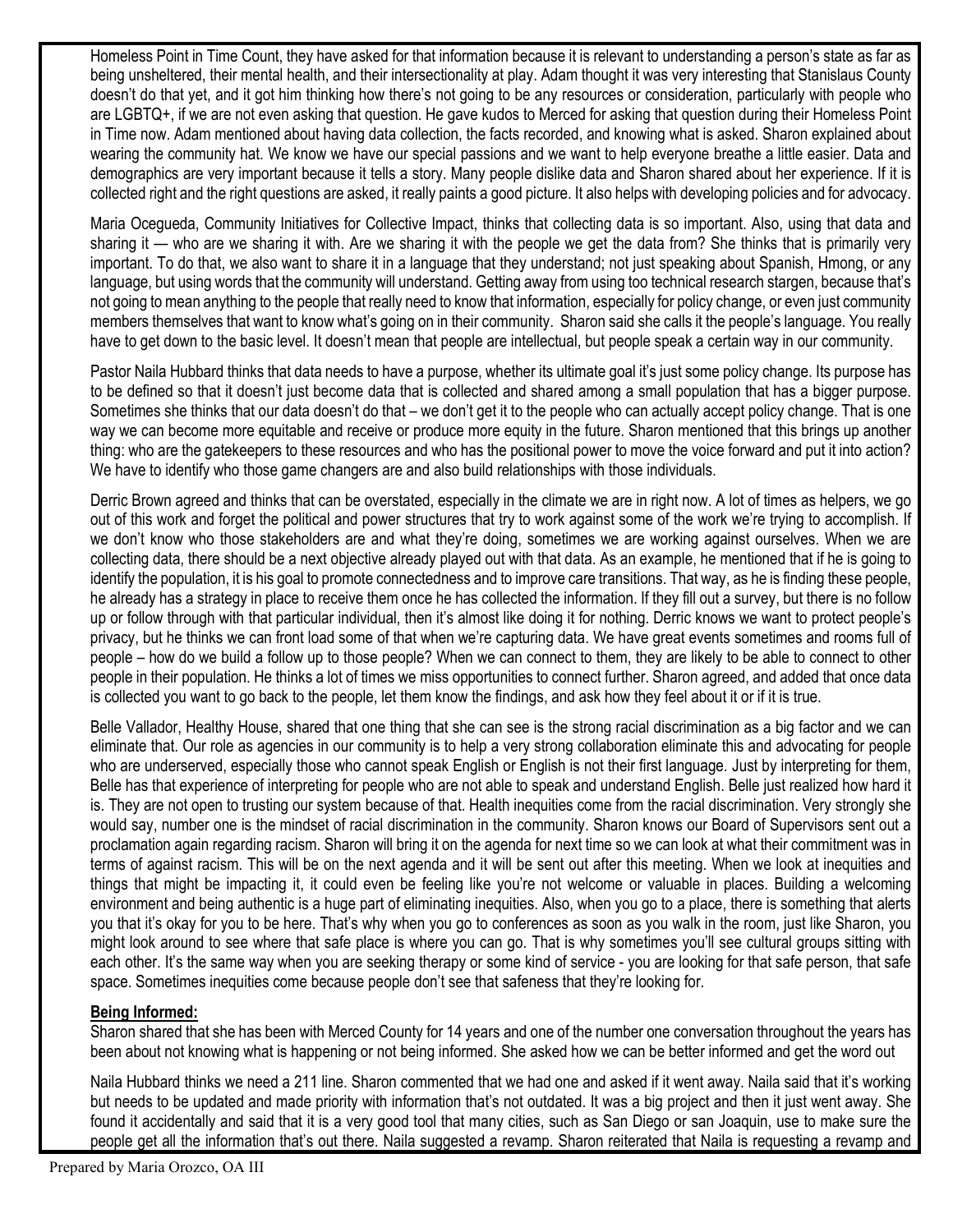Homeless Point in Time Count, they have asked for that information because it is relevant to understanding a person's state as far as being unsheltered, their mental health, and their intersectionality at play. Adam thought it was very interesting that Stanislaus County doesn't do that yet, and it got him thinking how there's not going to be any resources or consideration, particularly with people who are LGBTQ+, if we are not even asking that question. He gave kudos to Merced for asking that question during their Homeless Point in Time now. Adam mentioned about having data collection, the facts recorded, and knowing what is asked. Sharon explained about wearing the community hat. We know we have our special passions and we want to help everyone breathe a little easier. Data and demographics are very important because it tells a story. Many people dislike data and Sharon shared about her experience. If it is collected right and the right questions are asked, it really paints a good picture. It also helps with developing policies and for advocacy.

Maria Ocegueda, Community Initiatives for Collective Impact, thinks that collecting data is so important. Also, using that data and sharing it — who are we sharing it with. Are we sharing it with the people we get the data from? She thinks that is primarily very important. To do that, we also want to share it in a language that they understand; not just speaking about Spanish, Hmong, or any language, but using words that the community will understand. Getting away from using too technical research stargen, because that's not going to mean anything to the people that really need to know that information, especially for policy change, or even just community members themselves that want to know what's going on in their community. Sharon said she calls it the people's language. You really have to get down to the basic level. It doesn't mean that people are intellectual, but people speak a certain way in our community.

Pastor Naila Hubbard thinks that data needs to have a purpose, whether its ultimate goal it's just some policy change. Its purpose has to be defined so that it doesn't just become data that is collected and shared among a small population that has a bigger purpose. Sometimes she thinks that our data doesn't do that – we don't get it to the people who can actually accept policy change. That is one way we can become more equitable and receive or produce more equity in the future. Sharon mentioned that this brings up another thing: who are the gatekeepers to these resources and who has the positional power to move the voice forward and put it into action? We have to identify who those game changers are and also build relationships with those individuals.

Derric Brown agreed and thinks that can be overstated, especially in the climate we are in right now. A lot of times as helpers, we go out of this work and forget the political and power structures that try to work against some of the work we're trying to accomplish. If we don't know who those stakeholders are and what they're doing, sometimes we are working against ourselves. When we are collecting data, there should be a next objective already played out with that data. As an example, he mentioned that if he is going to identify the population, it is his goal to promote connectedness and to improve care transitions. That way, as he is finding these people, he already has a strategy in place to receive them once he has collected the information. If they fill out a survey, but there is no follow up or follow through with that particular individual, then it's almost like doing it for nothing. Derric knows we want to protect people's privacy, but he thinks we can front load some of that when we're capturing data. We have great events sometimes and rooms full of people – how do we build a follow up to those people? When we can connect to them, they are likely to be able to connect to other people in their population. He thinks a lot of times we miss opportunities to connect further. Sharon agreed, and added that once data is collected you want to go back to the people, let them know the findings, and ask how they feel about it or if it is true.

Belle Vallador, Healthy House, shared that one thing that she can see is the strong racial discrimination as a big factor and we can eliminate that. Our role as agencies in our community is to help a very strong collaboration eliminate this and advocating for people who are underserved, especially those who cannot speak English or English is not their first language. Just by interpreting for them, Belle has that experience of interpreting for people who are not able to speak and understand English. Belle just realized how hard it is. They are not open to trusting our system because of that. Health inequities come from the racial discrimination. Very strongly she would say, number one is the mindset of racial discrimination in the community. Sharon knows our Board of Supervisors sent out a proclamation again regarding racism. Sharon will bring it on the agenda for next time so we can look at what their commitment was in terms of against racism. This will be on the next agenda and it will be sent out after this meeting. When we look at inequities and things that might be impacting it, it could even be feeling like you're not welcome or valuable in places. Building a welcoming environment and being authentic is a huge part of eliminating inequities. Also, when you go to a place, there is something that alerts you that it's okay for you to be here. That's why when you go to conferences as soon as you walk in the room, just like Sharon, you might look around to see where that safe place is where you can go. That is why sometimes you'll see cultural groups sitting with each other. It's the same way when you are seeking therapy or some kind of service - you are looking for that safe person, that safe space. Sometimes inequities come because people don't see that safeness that they're looking for.

**Being Informed:**

Sharon shared that she has been with Merced County for 14 years and one of the number one conversation throughout the years has been about not knowing what is happening or not being informed. She asked how we can be better informed and get the word out

Naila Hubbard thinks we need a 211 line. Sharon commented that we had one and asked if it went away. Naila said that it's working but needs to be updated and made priority with information that's not outdated. It was a big project and then it just went away. She found it accidentally and said that it is a very good tool that many cities, such as San Diego or san Joaquin, use to make sure the people get all the information that's out there. Naila suggested a revamp. Sharon reiterated that Naila is requesting a revamp and

Prepared by Maria Orozco, OA III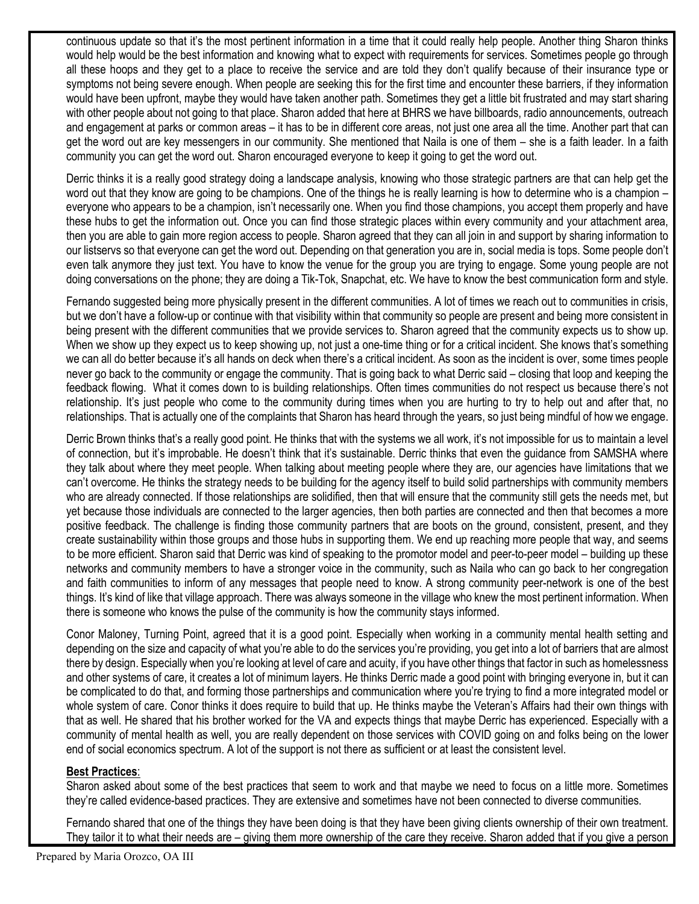continuous update so that it's the most pertinent information in a time that it could really help people. Another thing Sharon thinks would help would be the best information and knowing what to expect with requirements for services. Sometimes people go through all these hoops and they get to a place to receive the service and are told they don't qualify because of their insurance type or symptoms not being severe enough. When people are seeking this for the first time and encounter these barriers, if they information would have been upfront, maybe they would have taken another path. Sometimes they get a little bit frustrated and may start sharing with other people about not going to that place. Sharon added that here at BHRS we have billboards, radio announcements, outreach and engagement at parks or common areas – it has to be in different core areas, not just one area all the time. Another part that can get the word out are key messengers in our community. She mentioned that Naila is one of them – she is a faith leader. In a faith community you can get the word out. Sharon encouraged everyone to keep it going to get the word out.

Derric thinks it is a really good strategy doing a landscape analysis, knowing who those strategic partners are that can help get the word out that they know are going to be champions. One of the things he is really learning is how to determine who is a champion – everyone who appears to be a champion, isn't necessarily one. When you find those champions, you accept them properly and have these hubs to get the information out. Once you can find those strategic places within every community and your attachment area, then you are able to gain more region access to people. Sharon agreed that they can all join in and support by sharing information to our listservs so that everyone can get the word out. Depending on that generation you are in, social media is tops. Some people don't even talk anymore they just text. You have to know the venue for the group you are trying to engage. Some young people are not doing conversations on the phone; they are doing a Tik-Tok, Snapchat, etc. We have to know the best communication form and style.

Fernando suggested being more physically present in the different communities. A lot of times we reach out to communities in crisis, but we don't have a follow-up or continue with that visibility within that community so people are present and being more consistent in being present with the different communities that we provide services to. Sharon agreed that the community expects us to show up. When we show up they expect us to keep showing up, not just a one-time thing or for a critical incident. She knows that's something we can all do better because it's all hands on deck when there's a critical incident. As soon as the incident is over, some times people never go back to the community or engage the community. That is going back to what Derric said – closing that loop and keeping the feedback flowing. What it comes down to is building relationships. Often times communities do not respect us because there's not relationship. It's just people who come to the community during times when you are hurting to try to help out and after that, no relationships. That is actually one of the complaints that Sharon has heard through the years, so just being mindful of how we engage.

Derric Brown thinks that's a really good point. He thinks that with the systems we all work, it's not impossible for us to maintain a level of connection, but it's improbable. He doesn't think that it's sustainable. Derric thinks that even the guidance from SAMSHA where they talk about where they meet people. When talking about meeting people where they are, our agencies have limitations that we can't overcome. He thinks the strategy needs to be building for the agency itself to build solid partnerships with community members who are already connected. If those relationships are solidified, then that will ensure that the community still gets the needs met, but yet because those individuals are connected to the larger agencies, then both parties are connected and then that becomes a more positive feedback. The challenge is finding those community partners that are boots on the ground, consistent, present, and they create sustainability within those groups and those hubs in supporting them. We end up reaching more people that way, and seems to be more efficient. Sharon said that Derric was kind of speaking to the promotor model and peer-to-peer model – building up these networks and community members to have a stronger voice in the community, such as Naila who can go back to her congregation and faith communities to inform of any messages that people need to know. A strong community peer-network is one of the best things. It's kind of like that village approach. There was always someone in the village who knew the most pertinent information. When there is someone who knows the pulse of the community is how the community stays informed.

Conor Maloney, Turning Point, agreed that it is a good point. Especially when working in a community mental health setting and depending on the size and capacity of what you're able to do the services you're providing, you get into a lot of barriers that are almost there by design. Especially when you're looking at level of care and acuity, if you have other things that factor in such as homelessness and other systems of care, it creates a lot of minimum layers. He thinks Derric made a good point with bringing everyone in, but it can be complicated to do that, and forming those partnerships and communication where you're trying to find a more integrated model or whole system of care. Conor thinks it does require to build that up. He thinks maybe the Veteran's Affairs had their own things with that as well. He shared that his brother worked for the VA and expects things that maybe Derric has experienced. Especially with a community of mental health as well, you are really dependent on those services with COVID going on and folks being on the lower end of social economics spectrum. A lot of the support is not there as sufficient or at least the consistent level.

**Best Practices**:
Sharon asked about some of the best practices that seem to work and that maybe we need to focus on a little more. Sometimes they're called evidence-based practices. They are extensive and sometimes have not been connected to diverse communities.

Fernando shared that one of the things they have been doing is that they have been giving clients ownership of their own treatment. They tailor it to what their needs are – giving them more ownership of the care they receive. Sharon added that if you give a person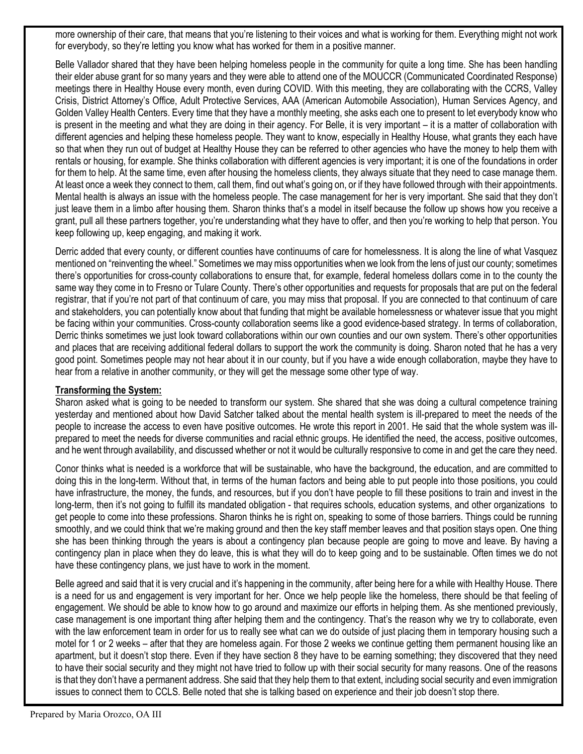more ownership of their care, that means that you're listening to their voices and what is working for them. Everything might not work for everybody, so they're letting you know what has worked for them in a positive manner.

Belle Vallador shared that they have been helping homeless people in the community for quite a long time. She has been handling their elder abuse grant for so many years and they were able to attend one of the MOUCCR (Communicated Coordinated Response) meetings there in Healthy House every month, even during COVID. With this meeting, they are collaborating with the CCRS, Valley Crisis, District Attorney's Office, Adult Protective Services, AAA (American Automobile Association), Human Services Agency, and Golden Valley Health Centers. Every time that they have a monthly meeting, she asks each one to present to let everybody know who is present in the meeting and what they are doing in their agency. For Belle, it is very important – it is a matter of collaboration with different agencies and helping these homeless people. They want to know, especially in Healthy House, what grants they each have so that when they run out of budget at Healthy House they can be referred to other agencies who have the money to help them with rentals or housing, for example. She thinks collaboration with different agencies is very important; it is one of the foundations in order for them to help. At the same time, even after housing the homeless clients, they always situate that they need to case manage them. At least once a week they connect to them, call them, find out what's going on, or if they have followed through with their appointments. Mental health is always an issue with the homeless people. The case management for her is very important. She said that they don't just leave them in a limbo after housing them. Sharon thinks that's a model in itself because the follow up shows how you receive a grant, pull all these partners together, you're understanding what they have to offer, and then you're working to help that person. You keep following up, keep engaging, and making it work.

Derric added that every county, or different counties have continuums of care for homelessness. It is along the line of what Vasquez mentioned on "reinventing the wheel." Sometimes we may miss opportunities when we look from the lens of just our county; sometimes there's opportunities for cross-county collaborations to ensure that, for example, federal homeless dollars come in to the county the same way they come in to Fresno or Tulare County. There's other opportunities and requests for proposals that are put on the federal registrar, that if you're not part of that continuum of care, you may miss that proposal. If you are connected to that continuum of care and stakeholders, you can potentially know about that funding that might be available homelessness or whatever issue that you might be facing within your communities. Cross-county collaboration seems like a good evidence-based strategy. In terms of collaboration, Derric thinks sometimes we just look toward collaborations within our own counties and our own system. There's other opportunities and places that are receiving additional federal dollars to support the work the community is doing. Sharon noted that he has a very good point. Sometimes people may not hear about it in our county, but if you have a wide enough collaboration, maybe they have to hear from a relative in another community, or they will get the message some other type of way.

**Transforming the System:**

Sharon asked what is going to be needed to transform our system. She shared that she was doing a cultural competence training yesterday and mentioned about how David Satcher talked about the mental health system is ill-prepared to meet the needs of the people to increase the access to even have positive outcomes. He wrote this report in 2001. He said that the whole system was ill-prepared to meet the needs for diverse communities and racial ethnic groups. He identified the need, the access, positive outcomes, and he went through availability, and discussed whether or not it would be culturally responsive to come in and get the care they need.

Conor thinks what is needed is a workforce that will be sustainable, who have the background, the education, and are committed to doing this in the long-term. Without that, in terms of the human factors and being able to put people into those positions, you could have infrastructure, the money, the funds, and resources, but if you don't have people to fill these positions to train and invest in the long-term, then it's not going to fulfill its mandated obligation - that requires schools, education systems, and other organizations to get people to come into these professions. Sharon thinks he is right on, speaking to some of those barriers. Things could be running smoothly, and we could think that we're making ground and then the key staff member leaves and that position stays open. One thing she has been thinking through the years is about a contingency plan because people are going to move and leave. By having a contingency plan in place when they do leave, this is what they will do to keep going and to be sustainable. Often times we do not have these contingency plans, we just have to work in the moment.

Belle agreed and said that it is very crucial and it's happening in the community, after being here for a while with Healthy House. There is a need for us and engagement is very important for her. Once we help people like the homeless, there should be that feeling of engagement. We should be able to know how to go around and maximize our efforts in helping them. As she mentioned previously, case management is one important thing after helping them and the contingency. That's the reason why we try to collaborate, even with the law enforcement team in order for us to really see what can we do outside of just placing them in temporary housing such a motel for 1 or 2 weeks – after that they are homeless again. For those 2 weeks we continue getting them permanent housing like an apartment, but it doesn't stop there. Even if they have section 8 they have to be earning something; they discovered that they need to have their social security and they might not have tried to follow up with their social security for many reasons. One of the reasons is that they don't have a permanent address. She said that they help them to that extent, including social security and even immigration issues to connect them to CCLS. Belle noted that she is talking based on experience and their job doesn't stop there.

Prepared by Maria Orozco, OA III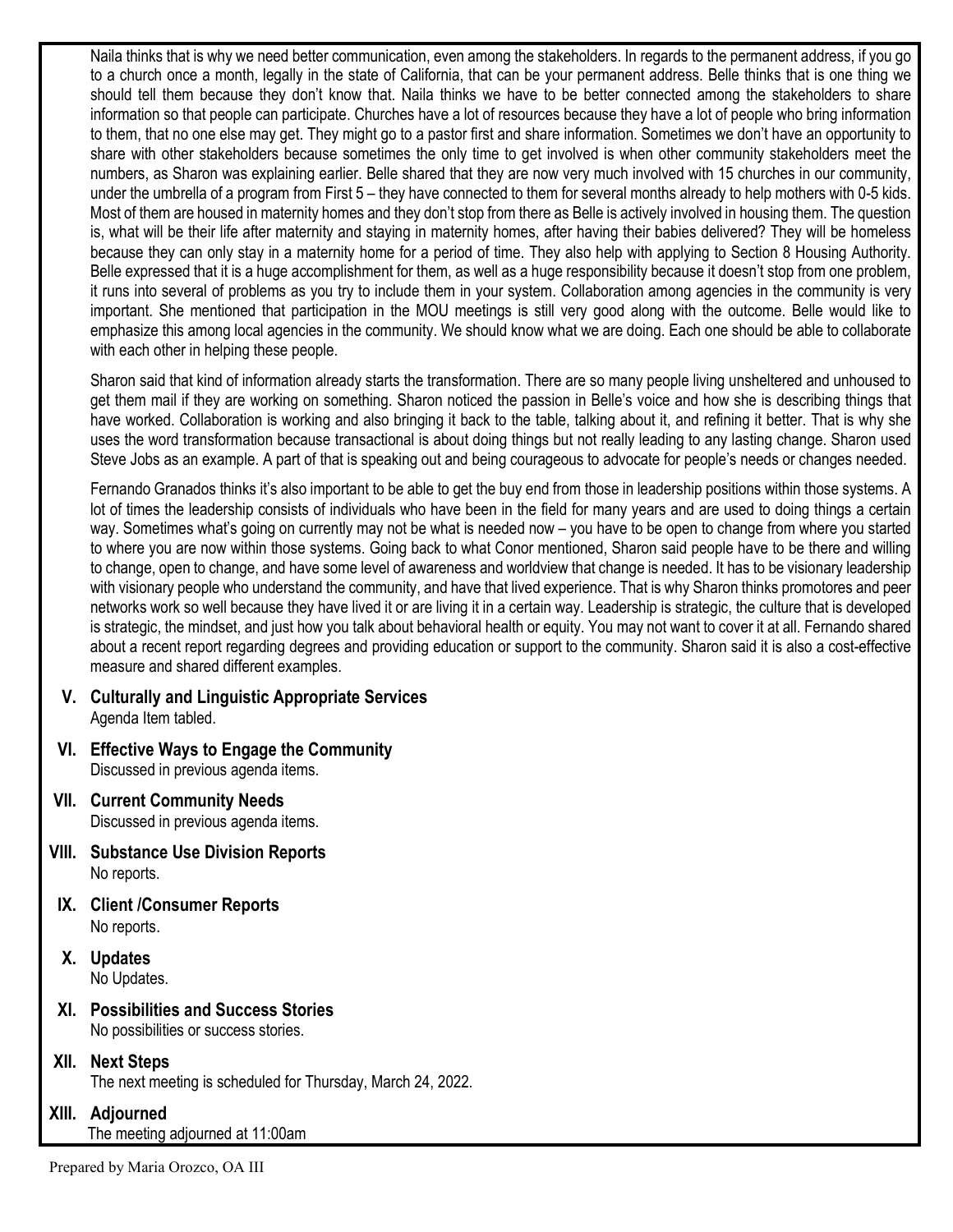Naila thinks that is why we need better communication, even among the stakeholders. In regards to the permanent address, if you go to a church once a month, legally in the state of California, that can be your permanent address. Belle thinks that is one thing we should tell them because they don't know that. Naila thinks we have to be better connected among the stakeholders to share information so that people can participate. Churches have a lot of resources because they have a lot of people who bring information to them, that no one else may get. They might go to a pastor first and share information. Sometimes we don't have an opportunity to share with other stakeholders because sometimes the only time to get involved is when other community stakeholders meet the numbers, as Sharon was explaining earlier. Belle shared that they are now very much involved with 15 churches in our community, under the umbrella of a program from First 5 – they have connected to them for several months already to help mothers with 0-5 kids. Most of them are housed in maternity homes and they don't stop from there as Belle is actively involved in housing them. The question is, what will be their life after maternity and staying in maternity homes, after having their babies delivered? They will be homeless because they can only stay in a maternity home for a period of time. They also help with applying to Section 8 Housing Authority. Belle expressed that it is a huge accomplishment for them, as well as a huge responsibility because it doesn't stop from one problem, it runs into several of problems as you try to include them in your system. Collaboration among agencies in the community is very important. She mentioned that participation in the MOU meetings is still very good along with the outcome. Belle would like to emphasize this among local agencies in the community. We should know what we are doing. Each one should be able to collaborate with each other in helping these people.

Sharon said that kind of information already starts the transformation. There are so many people living unsheltered and unhoused to get them mail if they are working on something. Sharon noticed the passion in Belle's voice and how she is describing things that have worked. Collaboration is working and also bringing it back to the table, talking about it, and refining it better. That is why she uses the word transformation because transactional is about doing things but not really leading to any lasting change. Sharon used Steve Jobs as an example. A part of that is speaking out and being courageous to advocate for people's needs or changes needed.

Fernando Granados thinks it's also important to be able to get the buy end from those in leadership positions within those systems. A lot of times the leadership consists of individuals who have been in the field for many years and are used to doing things a certain way. Sometimes what's going on currently may not be what is needed now – you have to be open to change from where you started to where you are now within those systems. Going back to what Conor mentioned, Sharon said people have to be there and willing to change, open to change, and have some level of awareness and worldview that change is needed. It has to be visionary leadership with visionary people who understand the community, and have that lived experience. That is why Sharon thinks promotores and peer networks work so well because they have lived it or are living it in a certain way. Leadership is strategic, the culture that is developed is strategic, the mindset, and just how you talk about behavioral health or equity. You may not want to cover it at all. Fernando shared about a recent report regarding degrees and providing education or support to the community. Sharon said it is also a cost-effective measure and shared different examples.

## V. Culturally and Linguistic Appropriate Services

Agenda Item tabled.

## VI. Effective Ways to Engage the Community

Discussed in previous agenda items.

## VII. Current Community Needs

Discussed in previous agenda items.

## VIII. Substance Use Division Reports

No reports.

## IX. Client /Consumer Reports

No reports.

## X. Updates

No Updates.

## XI. Possibilities and Success Stories

No possibilities or success stories.

## XII. Next Steps

The next meeting is scheduled for Thursday, March 24, 2022.

## XIII. Adjourned

The meeting adjourned at 11:00am

Prepared by Maria Orozco, OA III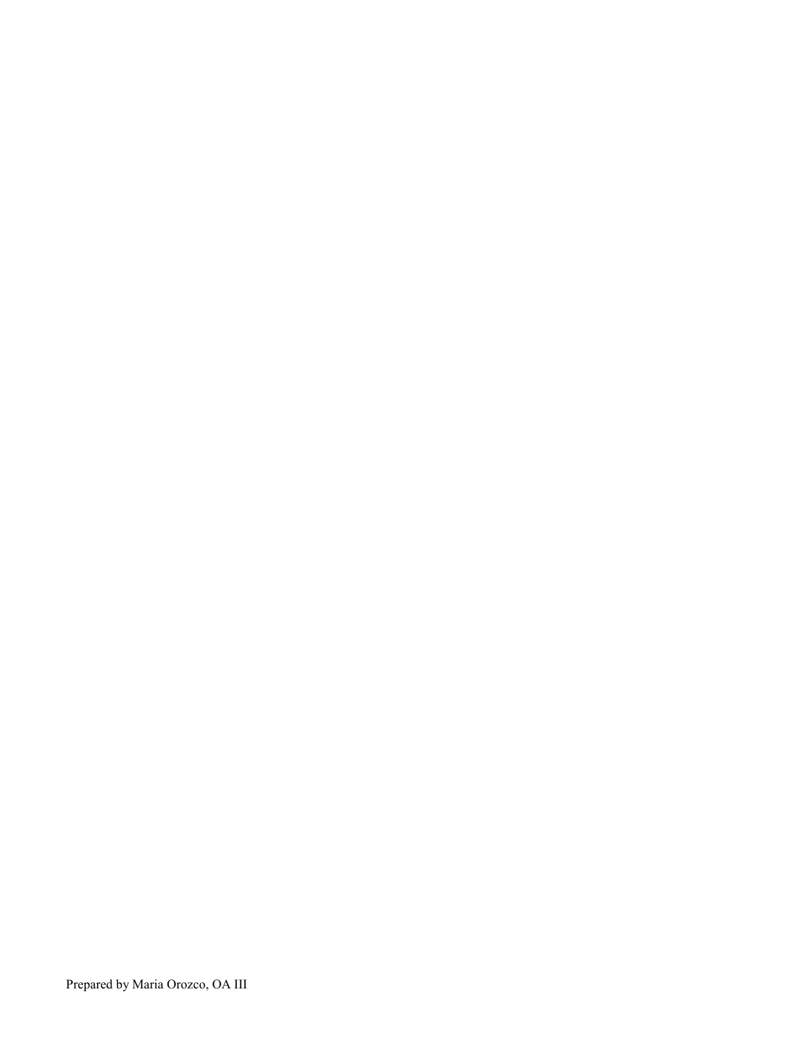Prepared by Maria Orozco, OA III